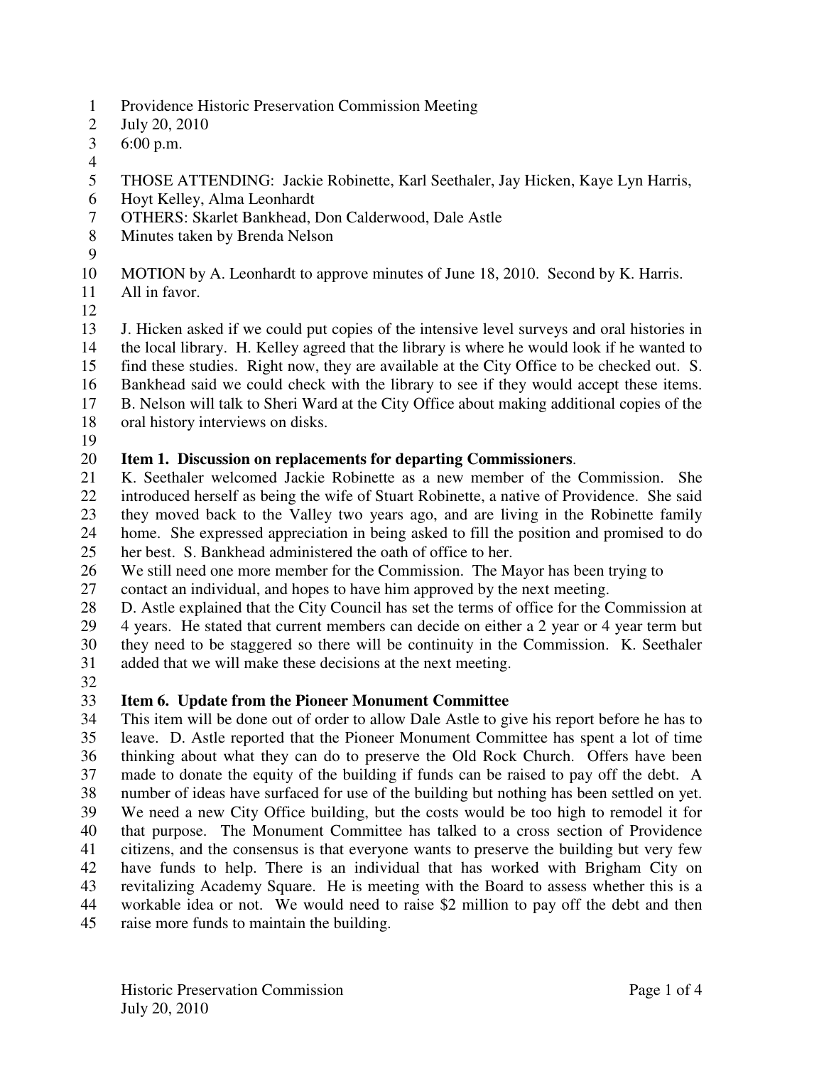Providence Historic Preservation Commission Meeting
July 20, 2010
6:00 p.m.

THOSE ATTENDING: Jackie Robinette, Karl Seethaler, Jay Hicken, Kaye Lyn Harris, Hoyt Kelley, Alma Leonhardt
OTHERS: Skarlet Bankhead, Don Calderwood, Dale Astle
Minutes taken by Brenda Nelson

MOTION by A. Leonhardt to approve minutes of June 18, 2010. Second by K. Harris. All in favor.

J. Hicken asked if we could put copies of the intensive level surveys and oral histories in the local library. H. Kelley agreed that the library is where he would look if he wanted to find these studies. Right now, they are available at the City Office to be checked out. S. Bankhead said we could check with the library to see if they would accept these items. B. Nelson will talk to Sheri Ward at the City Office about making additional copies of the oral history interviews on disks.

**Item 1. Discussion on replacements for departing Commissioners**.
K. Seethaler welcomed Jackie Robinette as a new member of the Commission. She introduced herself as being the wife of Stuart Robinette, a native of Providence. She said they moved back to the Valley two years ago, and are living in the Robinette family home. She expressed appreciation in being asked to fill the position and promised to do her best. S. Bankhead administered the oath of office to her.
We still need one more member for the Commission. The Mayor has been trying to contact an individual, and hopes to have him approved by the next meeting.
D. Astle explained that the City Council has set the terms of office for the Commission at 4 years. He stated that current members can decide on either a 2 year or 4 year term but they need to be staggered so there will be continuity in the Commission. K. Seethaler added that we will make these decisions at the next meeting.

**Item 6. Update from the Pioneer Monument Committee**
This item will be done out of order to allow Dale Astle to give his report before he has to leave. D. Astle reported that the Pioneer Monument Committee has spent a lot of time thinking about what they can do to preserve the Old Rock Church. Offers have been made to donate the equity of the building if funds can be raised to pay off the debt. A number of ideas have surfaced for use of the building but nothing has been settled on yet. We need a new City Office building, but the costs would be too high to remodel it for that purpose. The Monument Committee has talked to a cross section of Providence citizens, and the consensus is that everyone wants to preserve the building but very few have funds to help. There is an individual that has worked with Brigham City on revitalizing Academy Square. He is meeting with the Board to assess whether this is a workable idea or not. We would need to raise $2 million to pay off the debt and then raise more funds to maintain the building.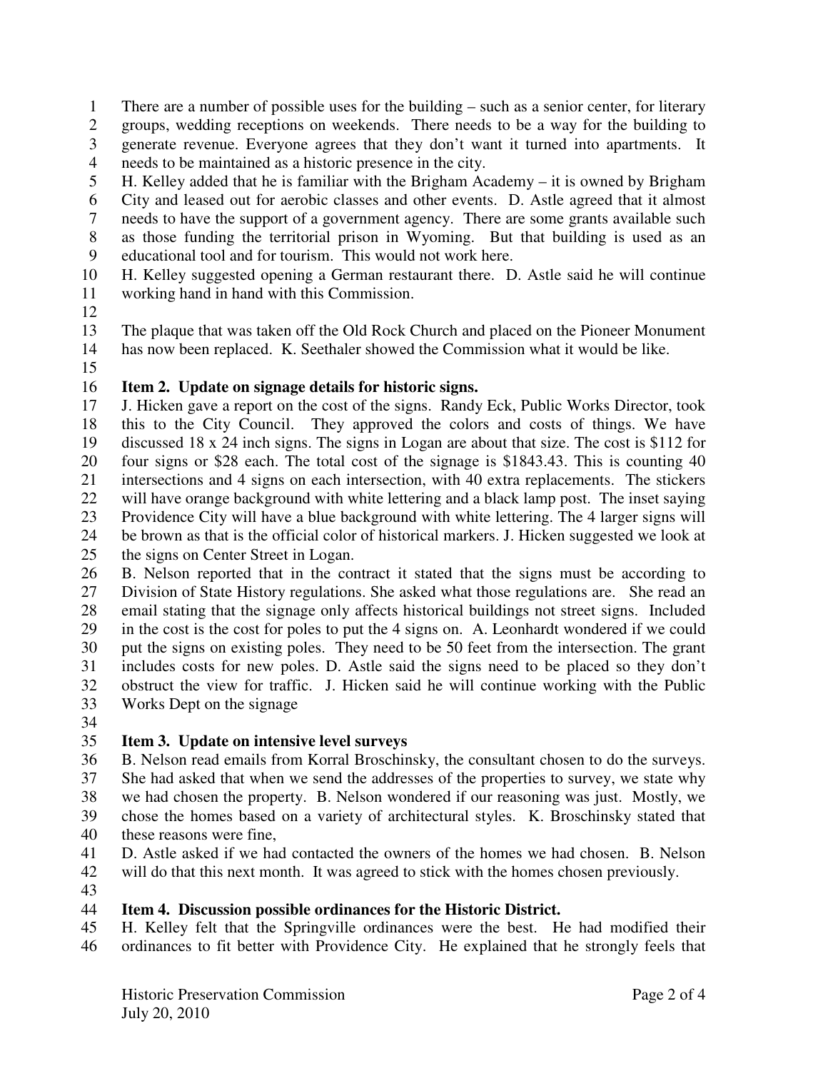There are a number of possible uses for the building – such as a senior center, for literary groups, wedding receptions on weekends. There needs to be a way for the building to generate revenue. Everyone agrees that they don't want it turned into apartments. It needs to be maintained as a historic presence in the city.

H. Kelley added that he is familiar with the Brigham Academy – it is owned by Brigham City and leased out for aerobic classes and other events. D. Astle agreed that it almost needs to have the support of a government agency. There are some grants available such as those funding the territorial prison in Wyoming. But that building is used as an educational tool and for tourism. This would not work here.

H. Kelley suggested opening a German restaurant there. D. Astle said he will continue working hand in hand with this Commission.

The plaque that was taken off the Old Rock Church and placed on the Pioneer Monument has now been replaced. K. Seethaler showed the Commission what it would be like.

**Item 2. Update on signage details for historic signs.**

J. Hicken gave a report on the cost of the signs. Randy Eck, Public Works Director, took this to the City Council. They approved the colors and costs of things. We have discussed 18 x 24 inch signs. The signs in Logan are about that size. The cost is $112 for four signs or $28 each. The total cost of the signage is $1843.43. This is counting 40 intersections and 4 signs on each intersection, with 40 extra replacements. The stickers will have orange background with white lettering and a black lamp post. The inset saying Providence City will have a blue background with white lettering. The 4 larger signs will be brown as that is the official color of historical markers. J. Hicken suggested we look at the signs on Center Street in Logan.

B. Nelson reported that in the contract it stated that the signs must be according to Division of State History regulations. She asked what those regulations are. She read an email stating that the signage only affects historical buildings not street signs. Included in the cost is the cost for poles to put the 4 signs on. A. Leonhardt wondered if we could put the signs on existing poles. They need to be 50 feet from the intersection. The grant includes costs for new poles. D. Astle said the signs need to be placed so they don't obstruct the view for traffic. J. Hicken said he will continue working with the Public Works Dept on the signage

**Item 3. Update on intensive level surveys**

B. Nelson read emails from Korral Broschinsky, the consultant chosen to do the surveys. She had asked that when we send the addresses of the properties to survey, we state why we had chosen the property. B. Nelson wondered if our reasoning was just. Mostly, we chose the homes based on a variety of architectural styles. K. Broschinsky stated that these reasons were fine,

D. Astle asked if we had contacted the owners of the homes we had chosen. B. Nelson will do that this next month. It was agreed to stick with the homes chosen previously.

**Item 4. Discussion possible ordinances for the Historic District.**

H. Kelley felt that the Springville ordinances were the best. He had modified their ordinances to fit better with Providence City. He explained that he strongly feels that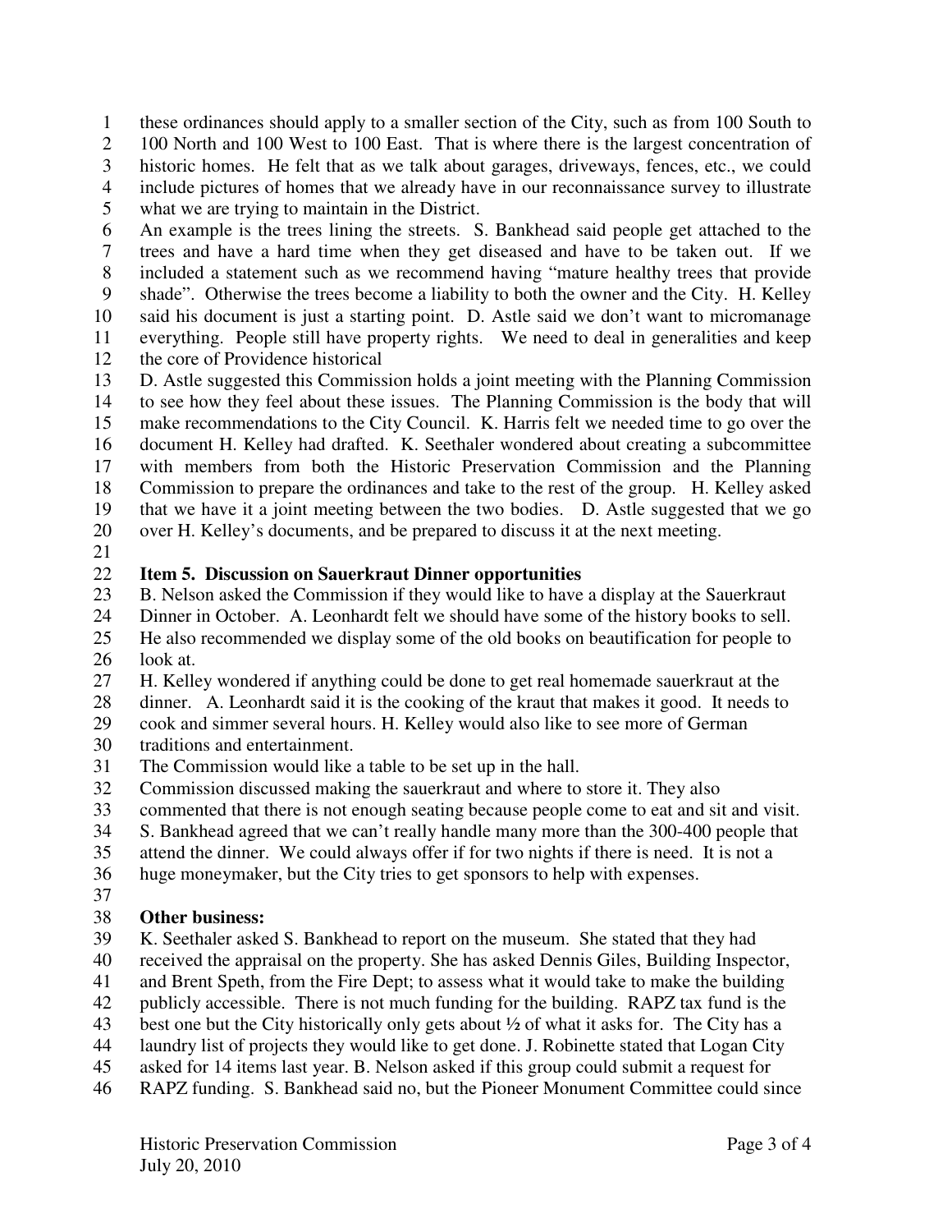these ordinances should apply to a smaller section of the City, such as from 100 South to 100 North and 100 West to 100 East. That is where there is the largest concentration of historic homes. He felt that as we talk about garages, driveways, fences, etc., we could include pictures of homes that we already have in our reconnaissance survey to illustrate what we are trying to maintain in the District.

An example is the trees lining the streets. S. Bankhead said people get attached to the trees and have a hard time when they get diseased and have to be taken out. If we included a statement such as we recommend having "mature healthy trees that provide shade". Otherwise the trees become a liability to both the owner and the City. H. Kelley said his document is just a starting point. D. Astle said we don't want to micromanage everything. People still have property rights. We need to deal in generalities and keep the core of Providence historical

D. Astle suggested this Commission holds a joint meeting with the Planning Commission to see how they feel about these issues. The Planning Commission is the body that will make recommendations to the City Council. K. Harris felt we needed time to go over the document H. Kelley had drafted. K. Seethaler wondered about creating a subcommittee with members from both the Historic Preservation Commission and the Planning Commission to prepare the ordinances and take to the rest of the group. H. Kelley asked that we have it a joint meeting between the two bodies. D. Astle suggested that we go over H. Kelley's documents, and be prepared to discuss it at the next meeting.

**Item 5. Discussion on Sauerkraut Dinner opportunities**

B. Nelson asked the Commission if they would like to have a display at the Sauerkraut Dinner in October. A. Leonhardt felt we should have some of the history books to sell. He also recommended we display some of the old books on beautification for people to look at.

H. Kelley wondered if anything could be done to get real homemade sauerkraut at the dinner. A. Leonhardt said it is the cooking of the kraut that makes it good. It needs to cook and simmer several hours. H. Kelley would also like to see more of German traditions and entertainment.

The Commission would like a table to be set up in the hall.

Commission discussed making the sauerkraut and where to store it. They also commented that there is not enough seating because people come to eat and sit and visit. S. Bankhead agreed that we can't really handle many more than the 300-400 people that attend the dinner. We could always offer if for two nights if there is need. It is not a huge moneymaker, but the City tries to get sponsors to help with expenses.

**Other business:**

K. Seethaler asked S. Bankhead to report on the museum. She stated that they had received the appraisal on the property. She has asked Dennis Giles, Building Inspector, and Brent Speth, from the Fire Dept; to assess what it would take to make the building publicly accessible. There is not much funding for the building. RAPZ tax fund is the best one but the City historically only gets about ½ of what it asks for. The City has a laundry list of projects they would like to get done. J. Robinette stated that Logan City asked for 14 items last year. B. Nelson asked if this group could submit a request for RAPZ funding. S. Bankhead said no, but the Pioneer Monument Committee could since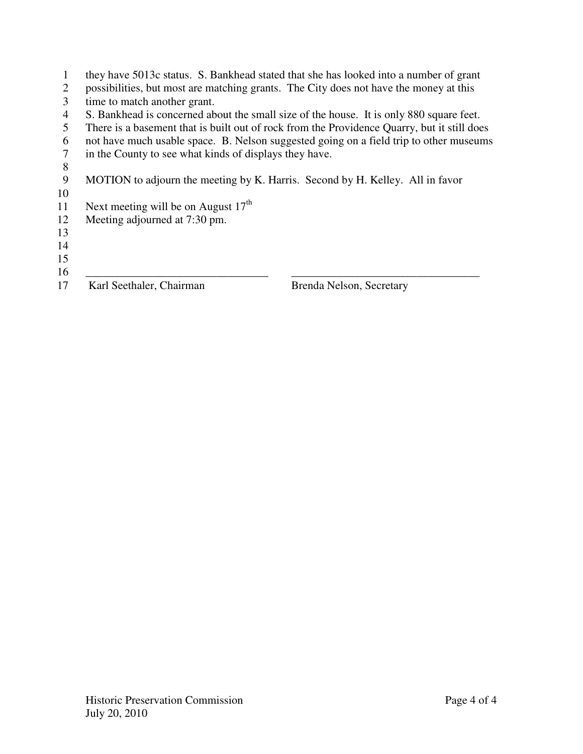they have 5013c status. S. Bankhead stated that she has looked into a number of grant possibilities, but most are matching grants. The City does not have the money at this time to match another grant.

S. Bankhead is concerned about the small size of the house. It is only 880 square feet. There is a basement that is built out of rock from the Providence Quarry, but it still does not have much usable space. B. Nelson suggested going on a field trip to other museums in the County to see what kinds of displays they have.

MOTION to adjourn the meeting by K. Harris. Second by H. Kelley. All in favor

Next meeting will be on August 17th

Meeting adjourned at 7:30 pm.

\_\_\_\_\_\_\_\_\_\_\_\_\_\_\_\_\_\_\_\_\_\_\_\_\_\_\_\_\_\_\_\_ \_\_\_\_\_\_\_\_\_\_\_\_\_\_\_\_\_\_\_\_\_\_\_\_\_\_\_\_\_\_\_\_

Karl Seethaler, Chairman Brenda Nelson, Secretary